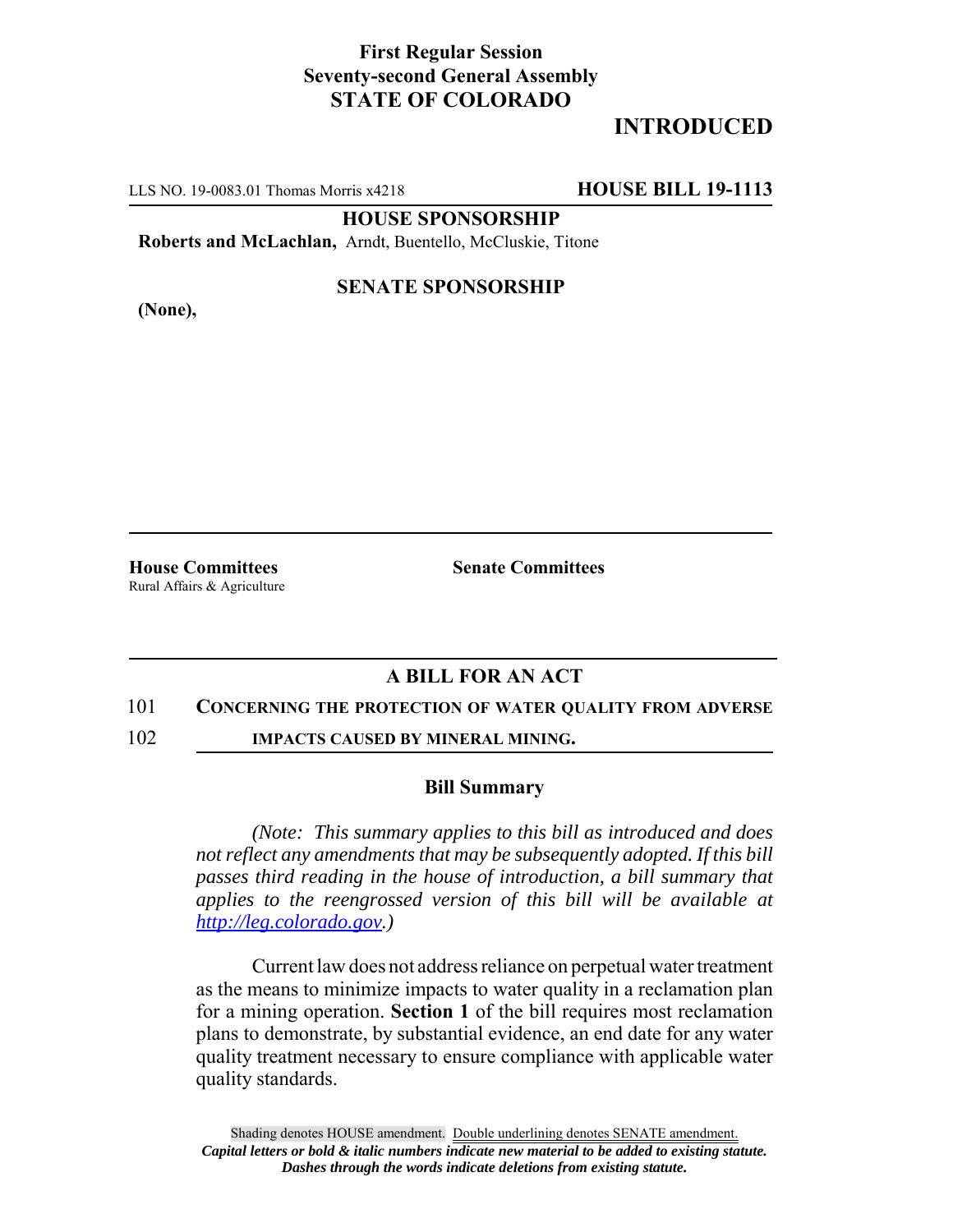**First Regular Session**
**Seventy-second General Assembly**
**STATE OF COLORADO**

# INTRODUCED

LLS NO. 19-0083.01 Thomas Morris x4218 **HOUSE BILL 19-1113**

**HOUSE SPONSORSHIP**

**Roberts and McLachlan,** Arndt, Buentello, McCluskie, Titone

**SENATE SPONSORSHIP**

**(None),**

**House Committees**
Rural Affairs & Agriculture

**Senate Committees**

## A BILL FOR AN ACT

101 **CONCERNING THE PROTECTION OF WATER QUALITY FROM ADVERSE**

102 **IMPACTS CAUSED BY MINERAL MINING.**

### Bill Summary

*(Note: This summary applies to this bill as introduced and does not reflect any amendments that may be subsequently adopted. If this bill passes third reading in the house of introduction, a bill summary that applies to the reengrossed version of this bill will be available at http://leg.colorado.gov.)*

Current law does not address reliance on perpetual water treatment as the means to minimize impacts to water quality in a reclamation plan for a mining operation. **Section 1** of the bill requires most reclamation plans to demonstrate, by substantial evidence, an end date for any water quality treatment necessary to ensure compliance with applicable water quality standards.

Shading denotes HOUSE amendment. Double underlining denotes SENATE amendment.
*Capital letters or bold & italic numbers indicate new material to be added to existing statute.*
*Dashes through the words indicate deletions from existing statute.*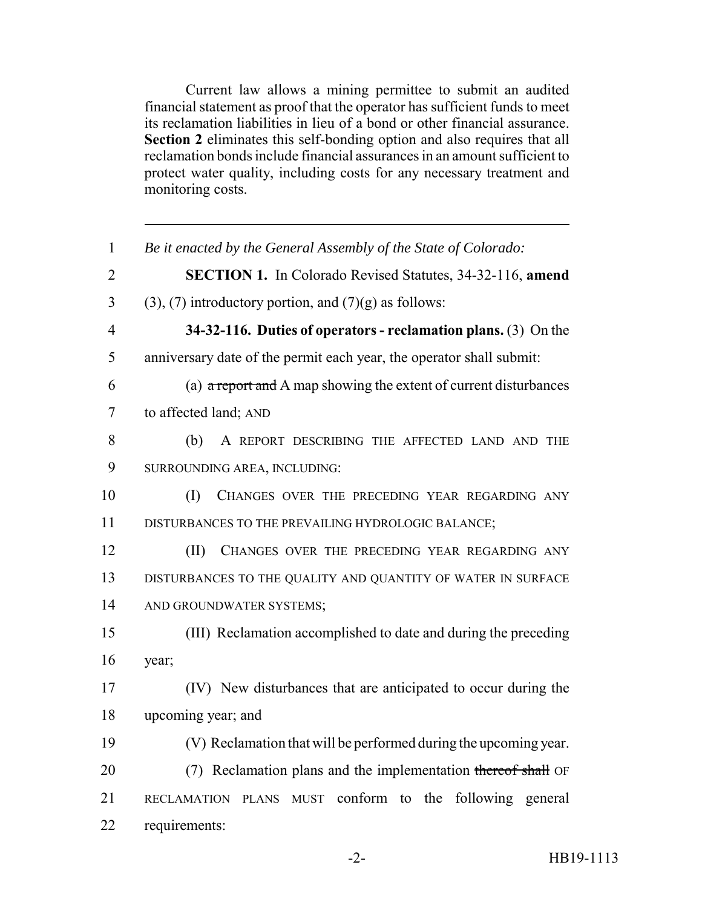Current law allows a mining permittee to submit an audited financial statement as proof that the operator has sufficient funds to meet its reclamation liabilities in lieu of a bond or other financial assurance. **Section 2** eliminates this self-bonding option and also requires that all reclamation bonds include financial assurances in an amount sufficient to protect water quality, including costs for any necessary treatment and monitoring costs.

---

1 *Be it enacted by the General Assembly of the State of Colorado:*

2 **SECTION 1.** In Colorado Revised Statutes, 34-32-116, **amend**

3 (3), (7) introductory portion, and (7)(g) as follows:

4 **34-32-116. Duties of operators - reclamation plans.** (3) On the

5 anniversary date of the permit each year, the operator shall submit:

6 (a) ~~a report and~~ A map showing the extent of current disturbances

7 to affected land; AND

8 (b) A REPORT DESCRIBING THE AFFECTED LAND AND THE

9 SURROUNDING AREA, INCLUDING:

10 (I) CHANGES OVER THE PRECEDING YEAR REGARDING ANY

11 DISTURBANCES TO THE PREVAILING HYDROLOGIC BALANCE;

12 (II) CHANGES OVER THE PRECEDING YEAR REGARDING ANY

13 DISTURBANCES TO THE QUALITY AND QUANTITY OF WATER IN SURFACE

14 AND GROUNDWATER SYSTEMS;

15 (III) Reclamation accomplished to date and during the preceding

16 year;

17 (IV) New disturbances that are anticipated to occur during the

18 upcoming year; and

19 (V) Reclamation that will be performed during the upcoming year.

20 (7) Reclamation plans and the implementation ~~thereof shall~~ OF

21 RECLAMATION PLANS MUST conform to the following general

22 requirements: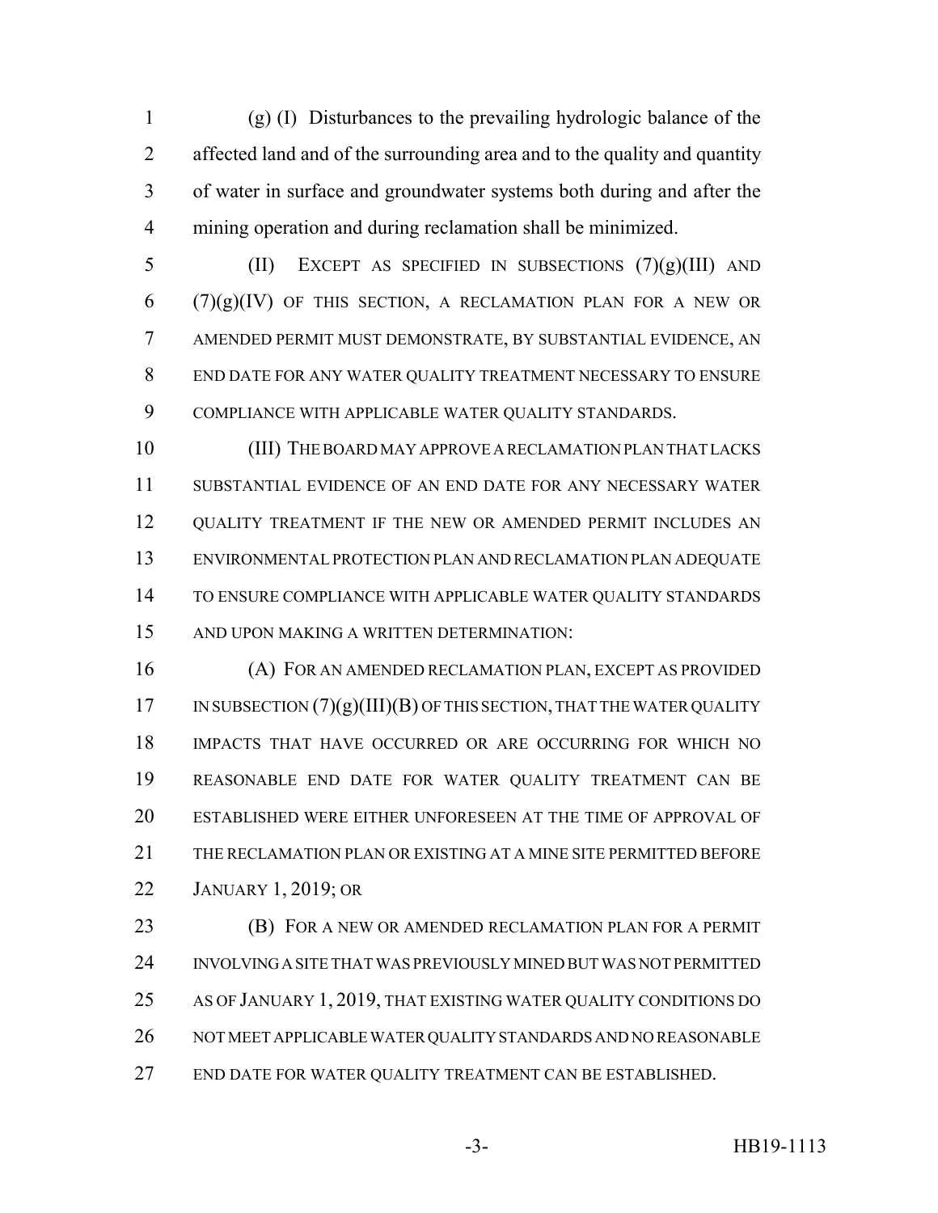(g) (I) Disturbances to the prevailing hydrologic balance of the affected land and of the surrounding area and to the quality and quantity of water in surface and groundwater systems both during and after the mining operation and during reclamation shall be minimized.

(II) EXCEPT AS SPECIFIED IN SUBSECTIONS (7)(g)(III) AND (7)(g)(IV) OF THIS SECTION, A RECLAMATION PLAN FOR A NEW OR AMENDED PERMIT MUST DEMONSTRATE, BY SUBSTANTIAL EVIDENCE, AN END DATE FOR ANY WATER QUALITY TREATMENT NECESSARY TO ENSURE COMPLIANCE WITH APPLICABLE WATER QUALITY STANDARDS.

(III) THE BOARD MAY APPROVE A RECLAMATION PLAN THAT LACKS SUBSTANTIAL EVIDENCE OF AN END DATE FOR ANY NECESSARY WATER QUALITY TREATMENT IF THE NEW OR AMENDED PERMIT INCLUDES AN ENVIRONMENTAL PROTECTION PLAN AND RECLAMATION PLAN ADEQUATE TO ENSURE COMPLIANCE WITH APPLICABLE WATER QUALITY STANDARDS AND UPON MAKING A WRITTEN DETERMINATION:

(A) FOR AN AMENDED RECLAMATION PLAN, EXCEPT AS PROVIDED IN SUBSECTION (7)(g)(III)(B) OF THIS SECTION, THAT THE WATER QUALITY IMPACTS THAT HAVE OCCURRED OR ARE OCCURRING FOR WHICH NO REASONABLE END DATE FOR WATER QUALITY TREATMENT CAN BE ESTABLISHED WERE EITHER UNFORESEEN AT THE TIME OF APPROVAL OF THE RECLAMATION PLAN OR EXISTING AT A MINE SITE PERMITTED BEFORE JANUARY 1, 2019; OR

(B) FOR A NEW OR AMENDED RECLAMATION PLAN FOR A PERMIT INVOLVING A SITE THAT WAS PREVIOUSLY MINED BUT WAS NOT PERMITTED AS OF JANUARY 1, 2019, THAT EXISTING WATER QUALITY CONDITIONS DO NOT MEET APPLICABLE WATER QUALITY STANDARDS AND NO REASONABLE END DATE FOR WATER QUALITY TREATMENT CAN BE ESTABLISHED.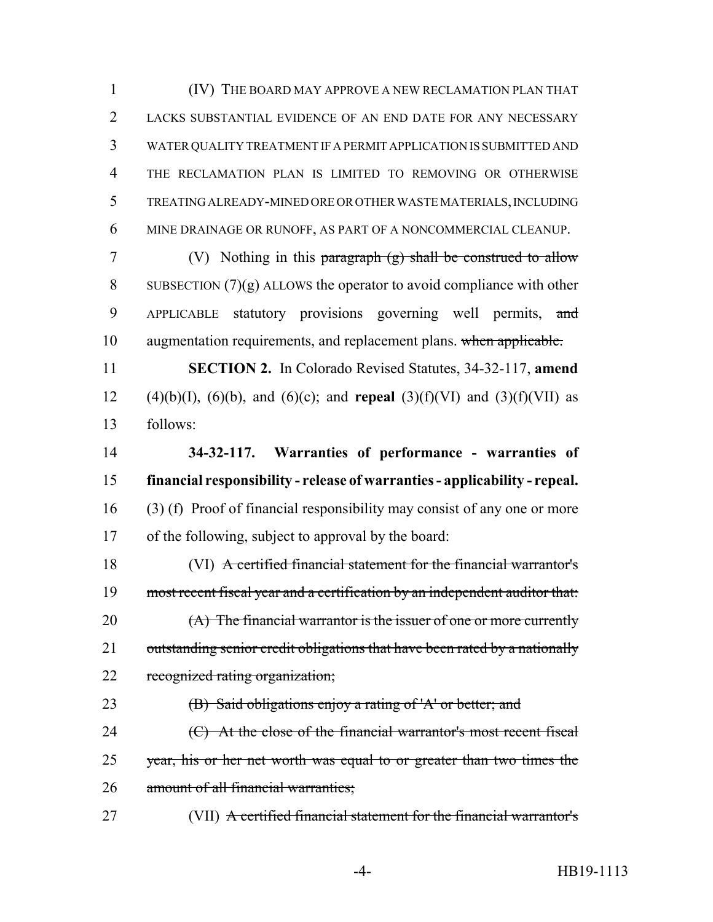(IV) THE BOARD MAY APPROVE A NEW RECLAMATION PLAN THAT LACKS SUBSTANTIAL EVIDENCE OF AN END DATE FOR ANY NECESSARY WATER QUALITY TREATMENT IF A PERMIT APPLICATION IS SUBMITTED AND THE RECLAMATION PLAN IS LIMITED TO REMOVING OR OTHERWISE TREATING ALREADY-MINED ORE OR OTHER WASTE MATERIALS, INCLUDING MINE DRAINAGE OR RUNOFF, AS PART OF A NONCOMMERCIAL CLEANUP.

(V) Nothing in this ~~paragraph (g) shall be construed to allow~~ SUBSECTION (7)(g) ALLOWS the operator to avoid compliance with other APPLICABLE statutory provisions governing well permits, ~~and~~ augmentation requirements, and replacement plans. ~~when applicable.~~

**SECTION 2.** In Colorado Revised Statutes, 34-32-117, **amend** (4)(b)(I), (6)(b), and (6)(c); and **repeal** (3)(f)(VI) and (3)(f)(VII) as follows:

**34-32-117. Warranties of performance - warranties of financial responsibility - release of warranties - applicability - repeal.** (3) (f) Proof of financial responsibility may consist of any one or more of the following, subject to approval by the board:

(VI) ~~A certified financial statement for the financial warrantor's most recent fiscal year and a certification by an independent auditor that:~~

~~(A) The financial warrantor is the issuer of one or more currently outstanding senior credit obligations that have been rated by a nationally recognized rating organization;~~

~~(B) Said obligations enjoy a rating of 'A' or better; and~~

~~(C) At the close of the financial warrantor's most recent fiscal year, his or her net worth was equal to or greater than two times the amount of all financial warranties;~~

(VII) ~~A certified financial statement for the financial warrantor's~~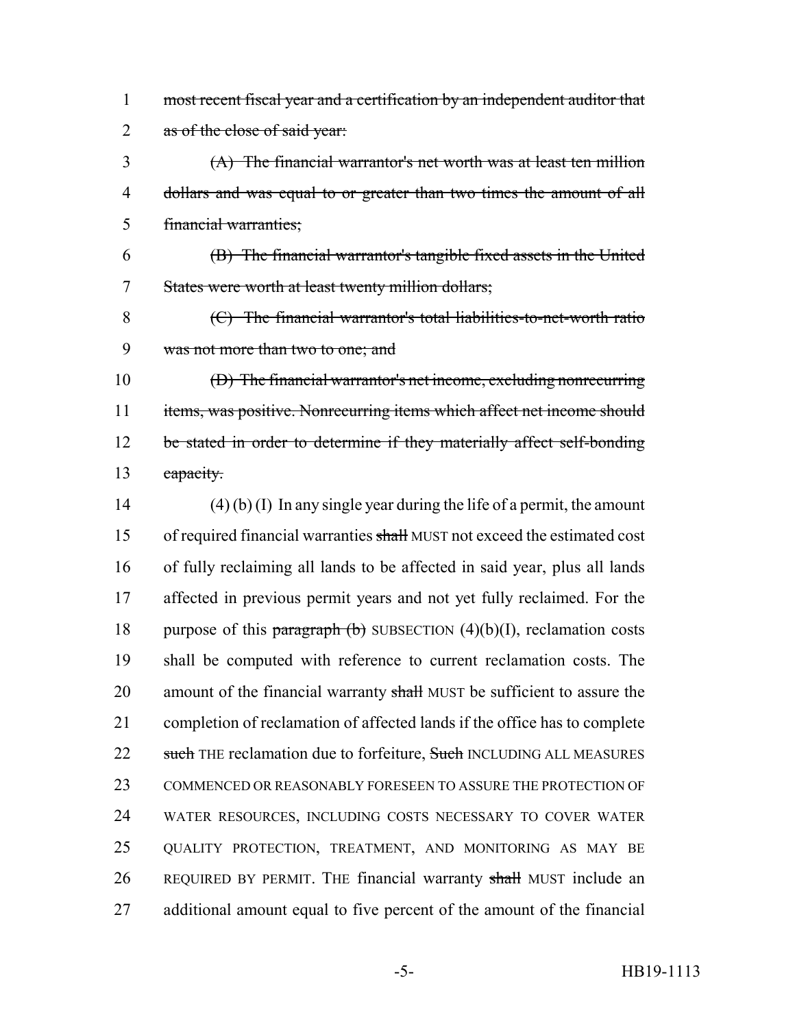~~most recent fiscal year and a certification by an independent auditor that as of the close of said year:~~

~~(A) The financial warrantor's net worth was at least ten million dollars and was equal to or greater than two times the amount of all financial warranties;~~

~~(B) The financial warrantor's tangible fixed assets in the United States were worth at least twenty million dollars;~~

~~(C) The financial warrantor's total liabilities-to-net-worth ratio was not more than two to one; and~~

~~(D) The financial warrantor's net income, excluding nonrecurring items, was positive. Nonrecurring items which affect net income should be stated in order to determine if they materially affect self-bonding capacity.~~

(4) (b) (I) In any single year during the life of a permit, the amount of required financial warranties ~~shall~~ MUST not exceed the estimated cost of fully reclaiming all lands to be affected in said year, plus all lands affected in previous permit years and not yet fully reclaimed. For the purpose of this ~~paragraph (b)~~ SUBSECTION (4)(b)(I), reclamation costs shall be computed with reference to current reclamation costs. The amount of the financial warranty ~~shall~~ MUST be sufficient to assure the completion of reclamation of affected lands if the office has to complete ~~such~~ THE reclamation due to forfeiture, ~~Such~~ INCLUDING ALL MEASURES COMMENCED OR REASONABLY FORESEEN TO ASSURE THE PROTECTION OF WATER RESOURCES, INCLUDING COSTS NECESSARY TO COVER WATER QUALITY PROTECTION, TREATMENT, AND MONITORING AS MAY BE REQUIRED BY PERMIT. THE financial warranty ~~shall~~ MUST include an additional amount equal to five percent of the amount of the financial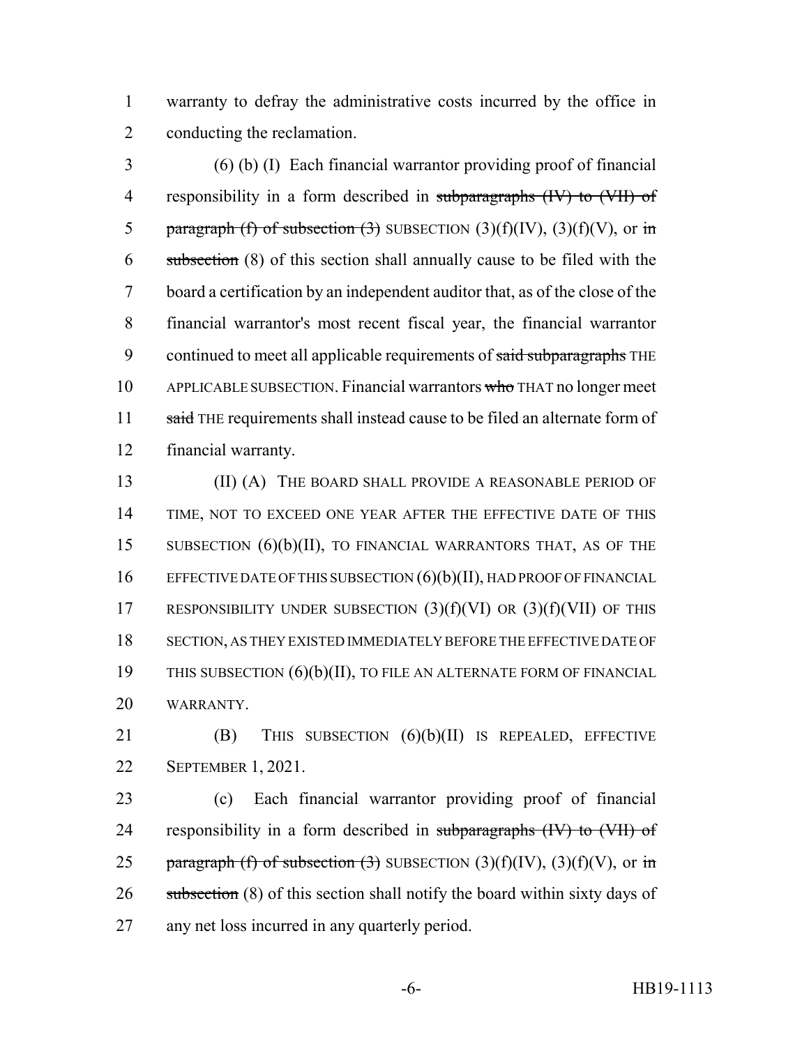warranty to defray the administrative costs incurred by the office in conducting the reclamation.

(6) (b) (I) Each financial warrantor providing proof of financial responsibility in a form described in ~~subparagraphs (IV) to (VII) of paragraph (f) of subsection (3)~~ SUBSECTION (3)(f)(IV), (3)(f)(V), or ~~in subsection~~ (8) of this section shall annually cause to be filed with the board a certification by an independent auditor that, as of the close of the financial warrantor's most recent fiscal year, the financial warrantor continued to meet all applicable requirements of ~~said subparagraphs~~ THE APPLICABLE SUBSECTION. Financial warrantors ~~who~~ THAT no longer meet ~~said~~ THE requirements shall instead cause to be filed an alternate form of financial warranty.

(II) (A) THE BOARD SHALL PROVIDE A REASONABLE PERIOD OF TIME, NOT TO EXCEED ONE YEAR AFTER THE EFFECTIVE DATE OF THIS SUBSECTION (6)(b)(II), TO FINANCIAL WARRANTORS THAT, AS OF THE EFFECTIVE DATE OF THIS SUBSECTION (6)(b)(II), HAD PROOF OF FINANCIAL RESPONSIBILITY UNDER SUBSECTION (3)(f)(VI) OR (3)(f)(VII) OF THIS SECTION, AS THEY EXISTED IMMEDIATELY BEFORE THE EFFECTIVE DATE OF THIS SUBSECTION (6)(b)(II), TO FILE AN ALTERNATE FORM OF FINANCIAL WARRANTY.

(B) THIS SUBSECTION (6)(b)(II) IS REPEALED, EFFECTIVE SEPTEMBER 1, 2021.

(c) Each financial warrantor providing proof of financial responsibility in a form described in ~~subparagraphs (IV) to (VII) of paragraph (f) of subsection (3)~~ SUBSECTION (3)(f)(IV), (3)(f)(V), or ~~in subsection~~ (8) of this section shall notify the board within sixty days of any net loss incurred in any quarterly period.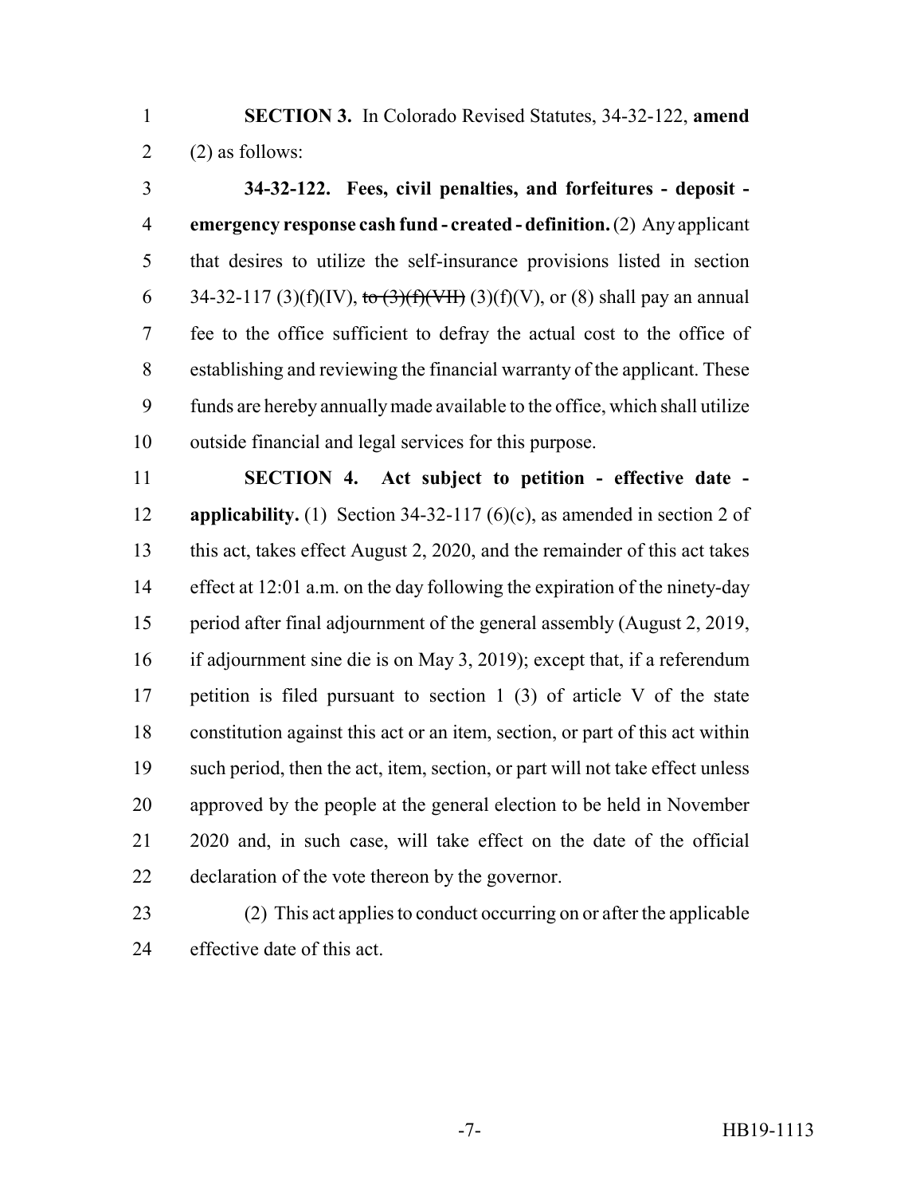**SECTION 3.** In Colorado Revised Statutes, 34-32-122, **amend** (2) as follows:

**34-32-122. Fees, civil penalties, and forfeitures - deposit - emergency response cash fund - created - definition.** (2) Any applicant that desires to utilize the self-insurance provisions listed in section 34-32-117 (3)(f)(IV), ~~to (3)(f)(VII)~~ (3)(f)(V), or (8) shall pay an annual fee to the office sufficient to defray the actual cost to the office of establishing and reviewing the financial warranty of the applicant. These funds are hereby annually made available to the office, which shall utilize outside financial and legal services for this purpose.

**SECTION 4. Act subject to petition - effective date - applicability.** (1) Section 34-32-117 (6)(c), as amended in section 2 of this act, takes effect August 2, 2020, and the remainder of this act takes effect at 12:01 a.m. on the day following the expiration of the ninety-day period after final adjournment of the general assembly (August 2, 2019, if adjournment sine die is on May 3, 2019); except that, if a referendum petition is filed pursuant to section 1 (3) of article V of the state constitution against this act or an item, section, or part of this act within such period, then the act, item, section, or part will not take effect unless approved by the people at the general election to be held in November 2020 and, in such case, will take effect on the date of the official declaration of the vote thereon by the governor.

(2) This act applies to conduct occurring on or after the applicable effective date of this act.